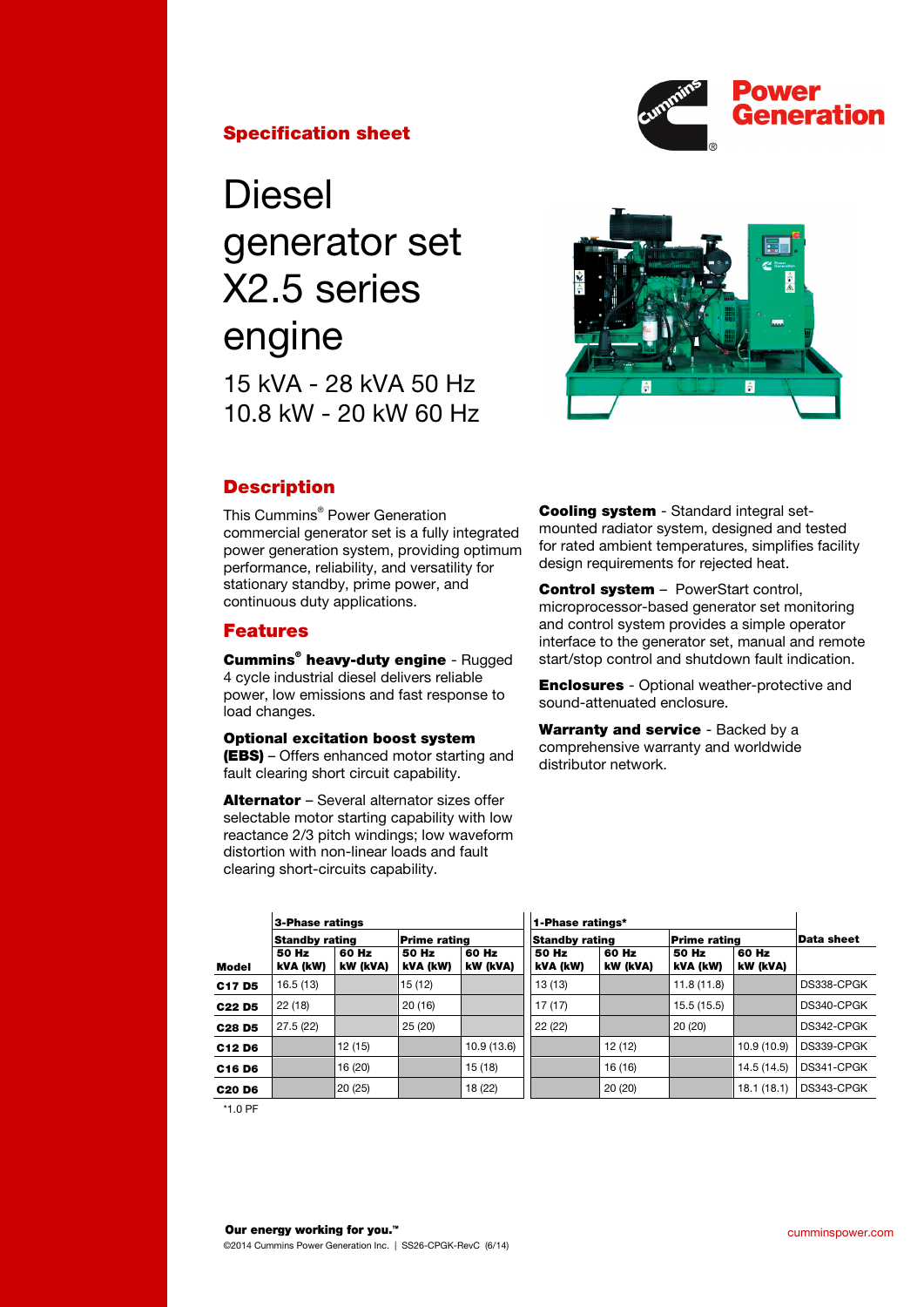**Specification sheet**

# Diesel generator set X2.5 series engine

15 kVA - 28 kVA 50 Hz
10.8 kW - 20 kW 60 Hz

## Description

This Cummins® Power Generation commercial generator set is a fully integrated power generation system, providing optimum performance, reliability, and versatility for stationary standby, prime power, and continuous duty applications.

## Features

**Cummins® heavy-duty engine** - Rugged 4 cycle industrial diesel delivers reliable power, low emissions and fast response to load changes.

**Optional excitation boost system (EBS)** – Offers enhanced motor starting and fault clearing short circuit capability.

**Alternator** – Several alternator sizes offer selectable motor starting capability with low reactance 2/3 pitch windings; low waveform distortion with non-linear loads and fault clearing short-circuits capability.

**Cooling system** - Standard integral set-mounted radiator system, designed and tested for rated ambient temperatures, simplifies facility design requirements for rejected heat.

**Control system** – PowerStart control, microprocessor-based generator set monitoring and control system provides a simple operator interface to the generator set, manual and remote start/stop control and shutdown fault indication.

**Enclosures** - Optional weather-protective and sound-attenuated enclosure.

**Warranty and service** - Backed by a comprehensive warranty and worldwide distributor network.

| | 3-Phase ratings | | | | 1-Phase ratings* | | | | |
|---|---|---|---|---|---|---|---|---|---|
| | Standby rating | | Prime rating | | Standby rating | | Prime rating | | Data sheet |
| Model | 50 Hz kVA (kW) | 60 Hz kW (kVA) | 50 Hz kVA (kW) | 60 Hz kW (kVA) | 50 Hz kVA (kW) | 60 Hz kW (kVA) | 50 Hz kVA (kW) | 60 Hz kW (kVA) | |
| **C17 D5** | 16.5 (13) | | 15 (12) | | 13 (13) | | 11.8 (11.8) | | DS338-CPGK |
| **C22 D5** | 22 (18) | | 20 (16) | | 17 (17) | | 15.5 (15.5) | | DS340-CPGK |
| **C28 D5** | 27.5 (22) | | 25 (20) | | 22 (22) | | 20 (20) | | DS342-CPGK |
| **C12 D6** | | 12 (15) | | 10.9 (13.6) | | 12 (12) | | 10.9 (10.9) | DS339-CPGK |
| **C16 D6** | | 16 (20) | | 15 (18) | | 16 (16) | | 14.5 (14.5) | DS341-CPGK |
| **C20 D6** | | 20 (25) | | 18 (22) | | 20 (20) | | 18.1 (18.1) | DS343-CPGK |

*1.0 PF

**Our energy working for you.™**
©2014 Cummins Power Generation Inc. | SS26-CPGK-RevC (6/14)

cumminspower.com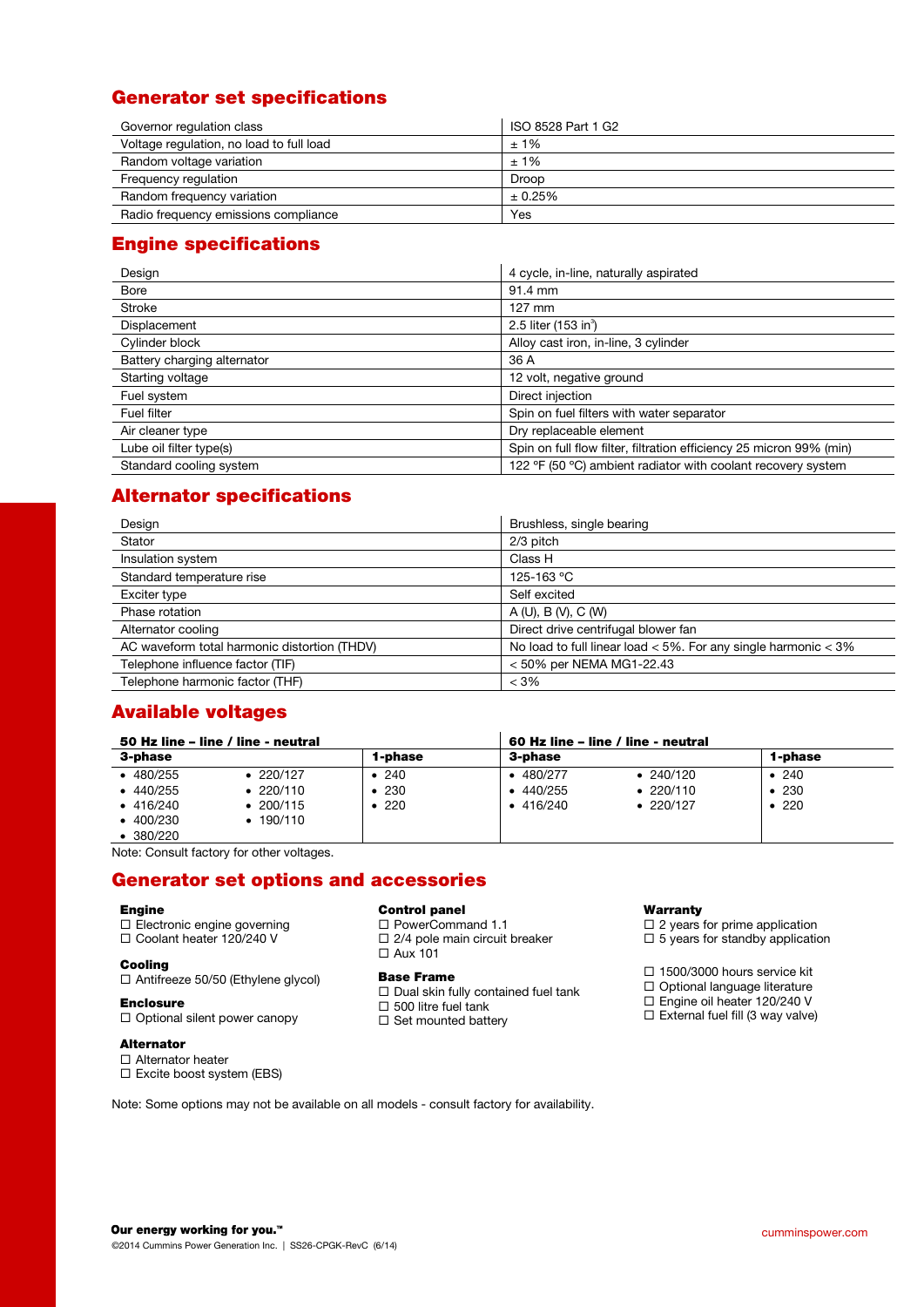## Generator set specifications

| | |
|---|---|
| Governor regulation class | ISO 8528 Part 1 G2 |
| Voltage regulation, no load to full load | ± 1% |
| Random voltage variation | ± 1% |
| Frequency regulation | Droop |
| Random frequency variation | ± 0.25% |
| Radio frequency emissions compliance | Yes |

## Engine specifications

| | |
|---|---|
| Design | 4 cycle, in-line, naturally aspirated |
| Bore | 91.4 mm |
| Stroke | 127 mm |
| Displacement | 2.5 liter (153 in$^3$) |
| Cylinder block | Alloy cast iron, in-line, 3 cylinder |
| Battery charging alternator | 36 A |
| Starting voltage | 12 volt, negative ground |
| Fuel system | Direct injection |
| Fuel filter | Spin on fuel filters with water separator |
| Air cleaner type | Dry replaceable element |
| Lube oil filter type(s) | Spin on full flow filter, filtration efficiency 25 micron 99% (min) |
| Standard cooling system | 122 °F (50 °C) ambient radiator with coolant recovery system |

## Alternator specifications

| | |
|---|---|
| Design | Brushless, single bearing |
| Stator | 2/3 pitch |
| Insulation system | Class H |
| Standard temperature rise | 125-163 °C |
| Exciter type | Self excited |
| Phase rotation | A (U), B (V), C (W) |
| Alternator cooling | Direct drive centrifugal blower fan |
| AC waveform total harmonic distortion (THDV) | No load to full linear load < 5%. For any single harmonic < 3% |
| Telephone influence factor (TIF) | < 50% per NEMA MG1-22.43 |
| Telephone harmonic factor (THF) | < 3% |

## Available voltages

| 50 Hz line – line / line - neutral | | | 60 Hz line – line / line - neutral | | |
|---|---|---|---|---|---|
| **3-phase** | | **1-phase** | **3-phase** | | **1-phase** |
| • 480/255 | • 220/127 | • 240 | • 480/277 | • 240/120 | • 240 |
| • 440/255 | • 220/110 | • 230 | • 440/255 | • 220/110 | • 230 |
| • 416/240 | • 200/115 | • 220 | • 416/240 | • 220/127 | • 220 |
| • 400/230 | • 190/110 | | | | |
| • 380/220 | | | | | |

Note: Consult factory for other voltages.

## Generator set options and accessories

**Engine**
- ☐ Electronic engine governing
- ☐ Coolant heater 120/240 V

**Cooling**
- ☐ Antifreeze 50/50 (Ethylene glycol)

**Enclosure**
- ☐ Optional silent power canopy

**Alternator**
- ☐ Alternator heater
- ☐ Excite boost system (EBS)

**Control panel**
- ☐ PowerCommand 1.1
- ☐ 2/4 pole main circuit breaker
- ☐ Aux 101

**Base Frame**
- ☐ Dual skin fully contained fuel tank
- ☐ 500 litre fuel tank
- ☐ Set mounted battery

**Warranty**
- ☐ 2 years for prime application
- ☐ 5 years for standby application

- ☐ 1500/3000 hours service kit
- ☐ Optional language literature
- ☐ Engine oil heater 120/240 V
- ☐ External fuel fill (3 way valve)

Note: Some options may not be available on all models - consult factory for availability.

**Our energy working for you.™**

©2014 Cummins Power Generation Inc. | SS26-CPGK-RevC (6/14)

cumminspower.com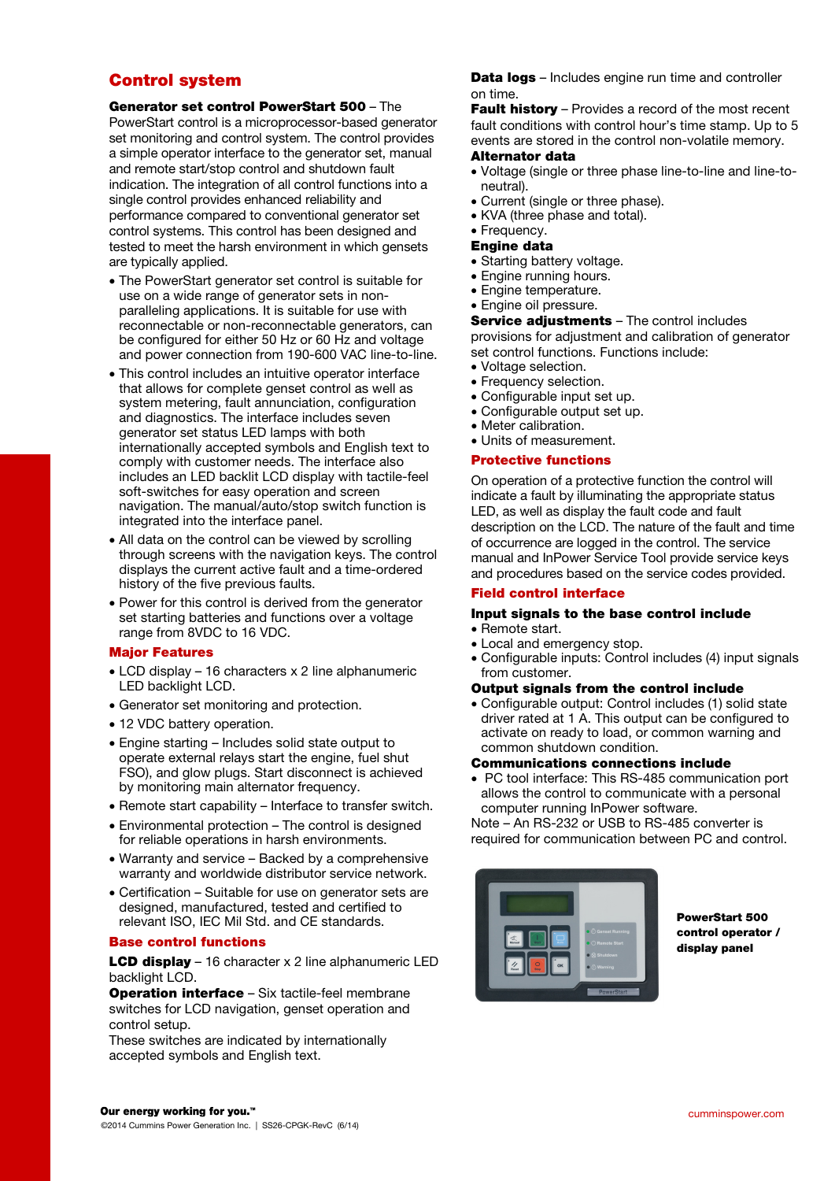## Control system

**Generator set control PowerStart 500** – The PowerStart control is a microprocessor-based generator set monitoring and control system. The control provides a simple operator interface to the generator set, manual and remote start/stop control and shutdown fault indication. The integration of all control functions into a single control provides enhanced reliability and performance compared to conventional generator set control systems. This control has been designed and tested to meet the harsh environment in which gensets are typically applied.

- The PowerStart generator set control is suitable for use on a wide range of generator sets in non-paralleling applications. It is suitable for use with reconnectable or non-reconnectable generators, can be configured for either 50 Hz or 60 Hz and voltage and power connection from 190-600 VAC line-to-line.
- This control includes an intuitive operator interface that allows for complete genset control as well as system metering, fault annunciation, configuration and diagnostics. The interface includes seven generator set status LED lamps with both internationally accepted symbols and English text to comply with customer needs. The interface also includes an LED backlit LCD display with tactile-feel soft-switches for easy operation and screen navigation. The manual/auto/stop switch function is integrated into the interface panel.
- All data on the control can be viewed by scrolling through screens with the navigation keys. The control displays the current active fault and a time-ordered history of the five previous faults.
- Power for this control is derived from the generator set starting batteries and functions over a voltage range from 8VDC to 16 VDC.

### Major Features

- LCD display – 16 characters x 2 line alphanumeric LED backlight LCD.
- Generator set monitoring and protection.
- 12 VDC battery operation.
- Engine starting – Includes solid state output to operate external relays start the engine, fuel shut FSO), and glow plugs. Start disconnect is achieved by monitoring main alternator frequency.
- Remote start capability – Interface to transfer switch.
- Environmental protection – The control is designed for reliable operations in harsh environments.
- Warranty and service – Backed by a comprehensive warranty and worldwide distributor service network.
- Certification – Suitable for use on generator sets are designed, manufactured, tested and certified to relevant ISO, IEC Mil Std. and CE standards.

### Base control functions

**LCD display** – 16 character x 2 line alphanumeric LED backlight LCD.

**Operation interface** – Six tactile-feel membrane switches for LCD navigation, genset operation and control setup.
These switches are indicated by internationally accepted symbols and English text.

**Data logs** – Includes engine run time and controller on time.

**Fault history** – Provides a record of the most recent fault conditions with control hour's time stamp. Up to 5 events are stored in the control non-volatile memory.

**Alternator data**

- Voltage (single or three phase line-to-line and line-to-neutral).
- Current (single or three phase).
- KVA (three phase and total).
- Frequency.

**Engine data**

- Starting battery voltage.
- Engine running hours.
- Engine temperature.
- Engine oil pressure.

**Service adjustments** – The control includes provisions for adjustment and calibration of generator set control functions. Functions include:

- Voltage selection.
- Frequency selection.
- Configurable input set up.
- Configurable output set up.
- Meter calibration.
- Units of measurement.

### Protective functions

On operation of a protective function the control will indicate a fault by illuminating the appropriate status LED, as well as display the fault code and fault description on the LCD. The nature of the fault and time of occurrence are logged in the control. The service manual and InPower Service Tool provide service keys and procedures based on the service codes provided.

### Field control interface

**Input signals to the base control include**

- Remote start.
- Local and emergency stop.
- Configurable inputs: Control includes (4) input signals from customer.

**Output signals from the control include**

- Configurable output: Control includes (1) solid state driver rated at 1 A. This output can be configured to activate on ready to load, or common warning and common shutdown condition.

**Communications connections include**

- PC tool interface: This RS-485 communication port allows the control to communicate with a personal computer running InPower software.

Note – An RS-232 or USB to RS-485 converter is required for communication between PC and control.

**PowerStart 500 control operator / display panel**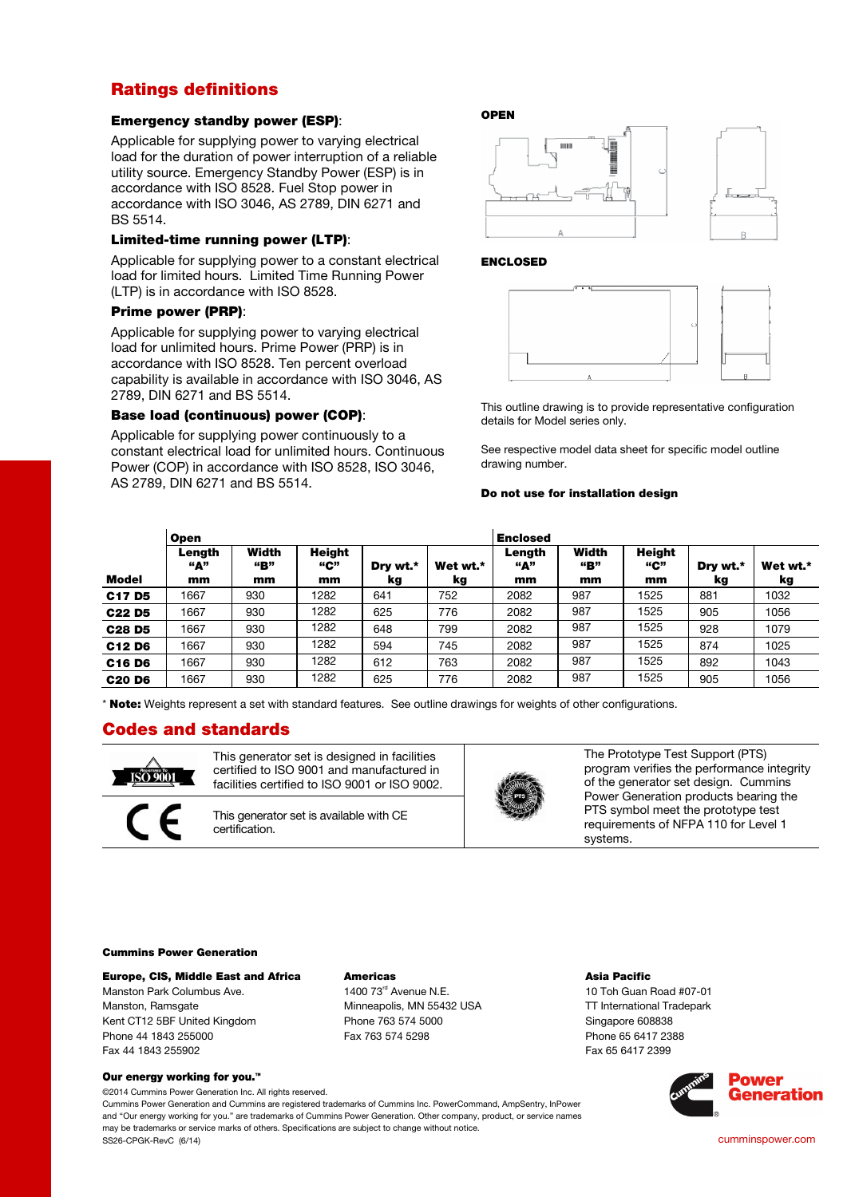## Ratings definitions

**Emergency standby power (ESP)**:

Applicable for supplying power to varying electrical load for the duration of power interruption of a reliable utility source. Emergency Standby Power (ESP) is in accordance with ISO 8528. Fuel Stop power in accordance with ISO 3046, AS 2789, DIN 6271 and BS 5514.

**Limited-time running power (LTP)**:

Applicable for supplying power to a constant electrical load for limited hours. Limited Time Running Power (LTP) is in accordance with ISO 8528.

**Prime power (PRP)**:

Applicable for supplying power to varying electrical load for unlimited hours. Prime Power (PRP) is in accordance with ISO 8528. Ten percent overload capability is available in accordance with ISO 3046, AS 2789, DIN 6271 and BS 5514.

**Base load (continuous) power (COP)**:

Applicable for supplying power continuously to a constant electrical load for unlimited hours. Continuous Power (COP) in accordance with ISO 8528, ISO 3046, AS 2789, DIN 6271 and BS 5514.

**OPEN**

**ENCLOSED**

This outline drawing is to provide representative configuration details for Model series only.

See respective model data sheet for specific model outline drawing number.

**Do not use for installation design**

| | Open | | | | | Enclosed | | | | |
|---|---|---|---|---|---|---|---|---|---|---|
| **Model** | **Length "A" mm** | **Width "B" mm** | **Height "C" mm** | **Dry wt.* kg** | **Wet wt.* kg** | **Length "A" mm** | **Width "B" mm** | **Height "C" mm** | **Dry wt.* kg** | **Wet wt.* kg** |
| **C17 D5** | 1667 | 930 | 1282 | 641 | 752 | 2082 | 987 | 1525 | 881 | 1032 |
| **C22 D5** | 1667 | 930 | 1282 | 625 | 776 | 2082 | 987 | 1525 | 905 | 1056 |
| **C28 D5** | 1667 | 930 | 1282 | 648 | 799 | 2082 | 987 | 1525 | 928 | 1079 |
| **C12 D6** | 1667 | 930 | 1282 | 594 | 745 | 2082 | 987 | 1525 | 874 | 1025 |
| **C16 D6** | 1667 | 930 | 1282 | 612 | 763 | 2082 | 987 | 1525 | 892 | 1043 |
| **C20 D6** | 1667 | 930 | 1282 | 625 | 776 | 2082 | 987 | 1525 | 905 | 1056 |

* **Note:** Weights represent a set with standard features. See outline drawings for weights of other configurations.

## Codes and standards

This generator set is designed in facilities certified to ISO 9001 and manufactured in facilities certified to ISO 9001 or ISO 9002.

This generator set is available with CE certification.

The Prototype Test Support (PTS) program verifies the performance integrity of the generator set design. Cummins Power Generation products bearing the PTS symbol meet the prototype test requirements of NFPA 110 for Level 1 systems.

**Cummins Power Generation**

**Europe, CIS, Middle East and Africa**
Manston Park Columbus Ave.
Manston, Ramsgate
Kent CT12 5BF United Kingdom
Phone 44 1843 255000
Fax 44 1843 255902

**Americas**
1400 73rd Avenue N.E.
Minneapolis, MN 55432 USA
Phone 763 574 5000
Fax 763 574 5298

**Asia Pacific**
10 Toh Guan Road #07-01
TT International Tradepark
Singapore 608838
Phone 65 6417 2388
Fax 65 6417 2399

**Our energy working for you.™**

©2014 Cummins Power Generation Inc. All rights reserved.
Cummins Power Generation and Cummins are registered trademarks of Cummins Inc. PowerCommand, AmpSentry, InPower and "Our energy working for you." are trademarks of Cummins Power Generation. Other company, product, or service names may be trademarks or service marks of others. Specifications are subject to change without notice.
SS26-CPGK-RevC (6/14)

cumminspower.com